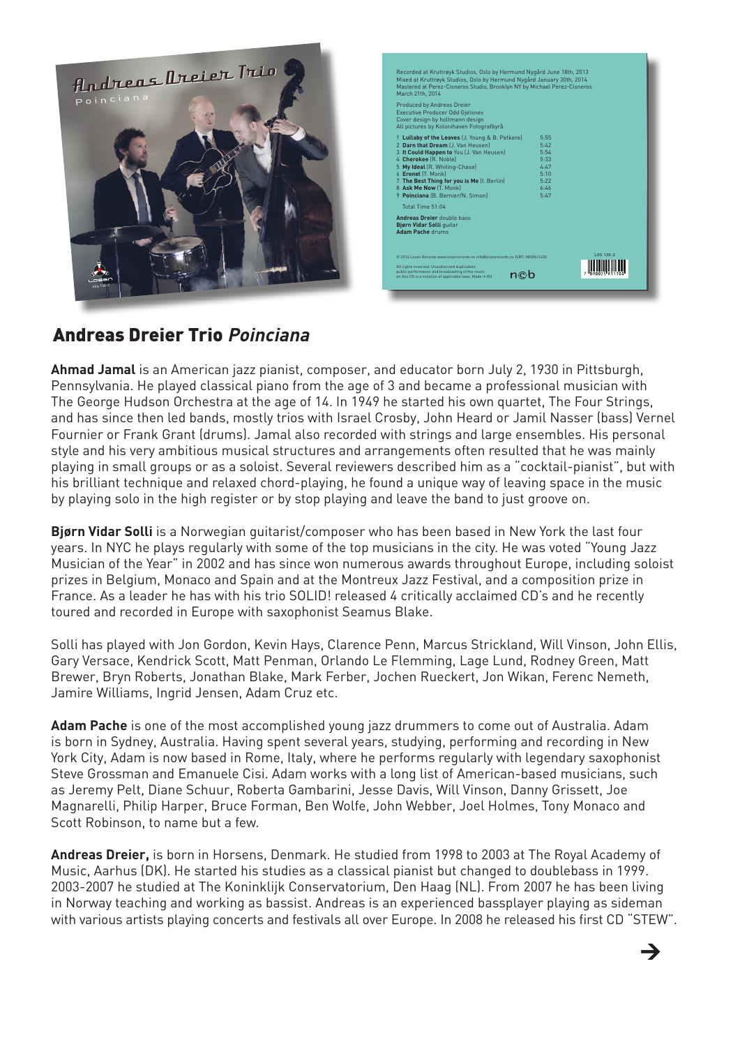## Andreas Dreier Trio *Poinciana*

**Ahmad Jamal** is an American jazz pianist, composer, and educator born July 2, 1930 in Pittsburgh, Pennsylvania. He played classical piano from the age of 3 and became a professional musician with The George Hudson Orchestra at the age of 14. In 1949 he started his own quartet, The Four Strings, and has since then led bands, mostly trios with Israel Crosby, John Heard or Jamil Nasser (bass) Vernel Fournier or Frank Grant (drums). Jamal also recorded with strings and large ensembles. His personal style and his very ambitious musical structures and arrangements often resulted that he was mainly playing in small groups or as a soloist. Several reviewers described him as a "cocktail-pianist", but with his brilliant technique and relaxed chord-playing, he found a unique way of leaving space in the music by playing solo in the high register or by stop playing and leave the band to just groove on.

**Bjørn Vidar Solli** is a Norwegian guitarist/composer who has been based in New York the last four years. In NYC he plays regularly with some of the top musicians in the city. He was voted "Young Jazz Musician of the Year" in 2002 and has since won numerous awards throughout Europe, including soloist prizes in Belgium, Monaco and Spain and at the Montreux Jazz Festival, and a composition prize in France. As a leader he has with his trio SOLID! released 4 critically acclaimed CD's and he recently toured and recorded in Europe with saxophonist Seamus Blake.

Solli has played with Jon Gordon, Kevin Hays, Clarence Penn, Marcus Strickland, Will Vinson, John Ellis, Gary Versace, Kendrick Scott, Matt Penman, Orlando Le Flemming, Lage Lund, Rodney Green, Matt Brewer, Bryn Roberts, Jonathan Blake, Mark Ferber, Jochen Rueckert, Jon Wikan, Ferenc Nemeth, Jamire Williams, Ingrid Jensen, Adam Cruz etc.

**Adam Pache** is one of the most accomplished young jazz drummers to come out of Australia. Adam is born in Sydney, Australia. Having spent several years, studying, performing and recording in New York City, Adam is now based in Rome, Italy, where he performs regularly with legendary saxophonist Steve Grossman and Emanuele Cisi. Adam works with a long list of American-based musicians, such as Jeremy Pelt, Diane Schuur, Roberta Gambarini, Jesse Davis, Will Vinson, Danny Grissett, Joe Magnarelli, Philip Harper, Bruce Forman, Ben Wolfe, John Webber, Joel Holmes, Tony Monaco and Scott Robinson, to name but a few.

**Andreas Dreier,** is born in Horsens, Denmark. He studied from 1998 to 2003 at The Royal Academy of Music, Aarhus (DK). He started his studies as a classical pianist but changed to doublebass in 1999. 2003-2007 he studied at The Koninklijk Conservatorium, Den Haag (NL). From 2007 he has been living in Norway teaching and working as bassist. Andreas is an experienced bassplayer playing as sideman with various artists playing concerts and festivals all over Europe. In 2008 he released his first CD "STEW".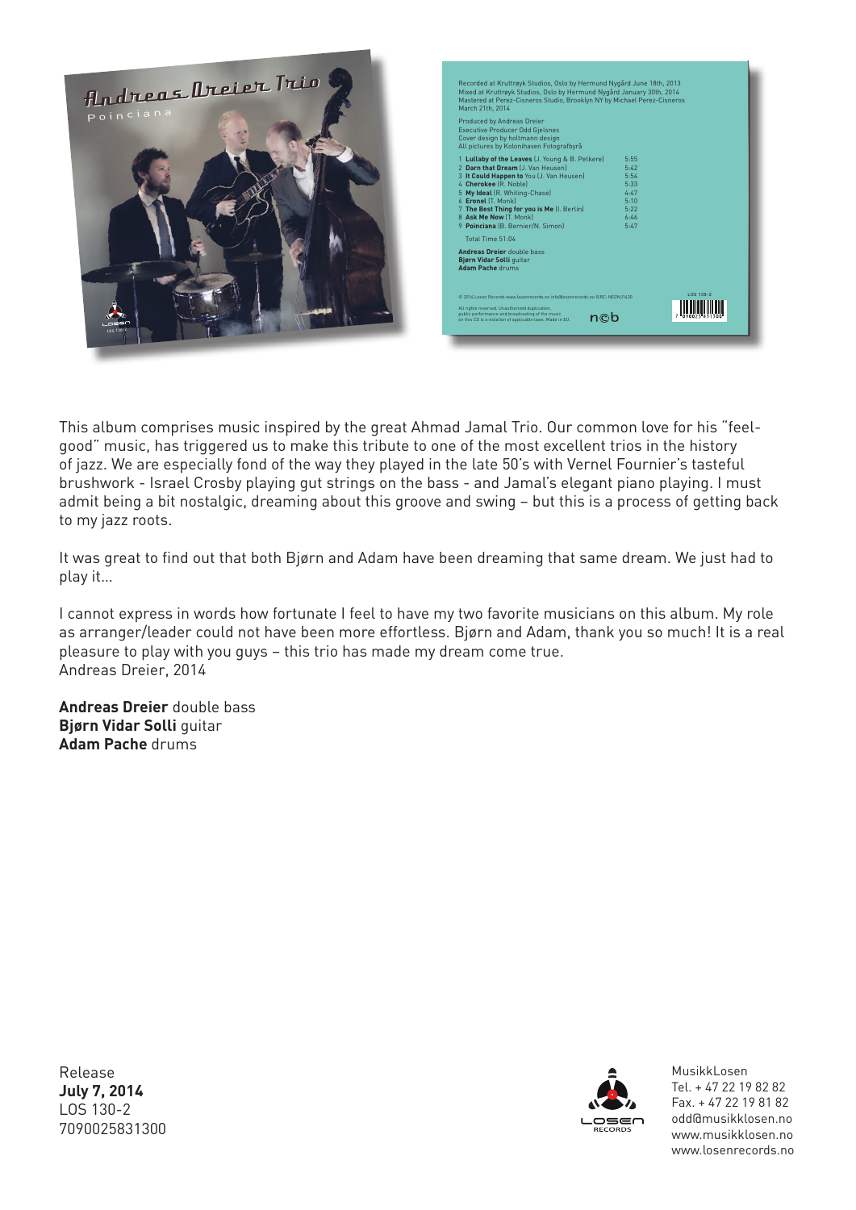Andreas Dreier Trio

Poinciana

Recorded at Kruttrøyk Studios, Oslo by Hermund Nygård June 18th, 2013
Mixed at Kruttrøyk Studios, Oslo by Hermund Nygård January 30th, 2014
Mastered at Perez-Cisneros Studio, Brooklyn NY by Michael Perez-Cisneros March 21th, 2014

Produced by Andreas Dreier
Executive Producer Odd Gjelsnes
Cover design by holtmann design
All pictures by Kolonihaven Fotografbyrå

| | | |
|---|---|---|
| 1 | **Lullaby of the Leaves** (J. Young & B. Petkere) | 5:55 |
| 2 | **Darn that Dream** (J. Van Heusen) | 5:42 |
| 3 | **It Could Happen to You** (J. Van Heusen) | 5:54 |
| 4 | **Cherokee** (R. Noble) | 5:33 |
| 5 | **My Ideal** (R. Whiting-Chase) | 4:47 |
| 6 | **Eronel** (T. Monk) | 5:10 |
| 7 | **The Best Thing for you is Me** (I. Berlin) | 5:22 |
| 8 | **Ask Me Now** (T. Monk) | 6:46 |
| 9 | **Poinciana** (B. Bernier/N. Simon) | 5:47 |

Total Time 51:04

**Andreas Dreier** double bass
**Bjørn Vidar Solli** guitar
**Adam Pache** drums

This album comprises music inspired by the great Ahmad Jamal Trio. Our common love for his "feel-good" music, has triggered us to make this tribute to one of the most excellent trios in the history of jazz. We are especially fond of the way they played in the late 50's with Vernel Fournier's tasteful brushwork - Israel Crosby playing gut strings on the bass - and Jamal's elegant piano playing. I must admit being a bit nostalgic, dreaming about this groove and swing – but this is a process of getting back to my jazz roots.

It was great to find out that both Bjørn and Adam have been dreaming that same dream. We just had to play it...

I cannot express in words how fortunate I feel to have my two favorite musicians on this album. My role as arranger/leader could not have been more effortless. Bjørn and Adam, thank you so much! It is a real pleasure to play with you guys – this trio has made my dream come true.
Andreas Dreier, 2014

**Andreas Dreier** double bass
**Bjørn Vidar Solli** guitar
**Adam Pache** drums

Release
**July 7, 2014**
LOS 130-2
7090025831300

MusikkLosen
Tel. + 47 22 19 82 82
Fax. + 47 22 19 81 82
odd@musikklosen.no
www.musikklosen.no
www.losenrecords.no